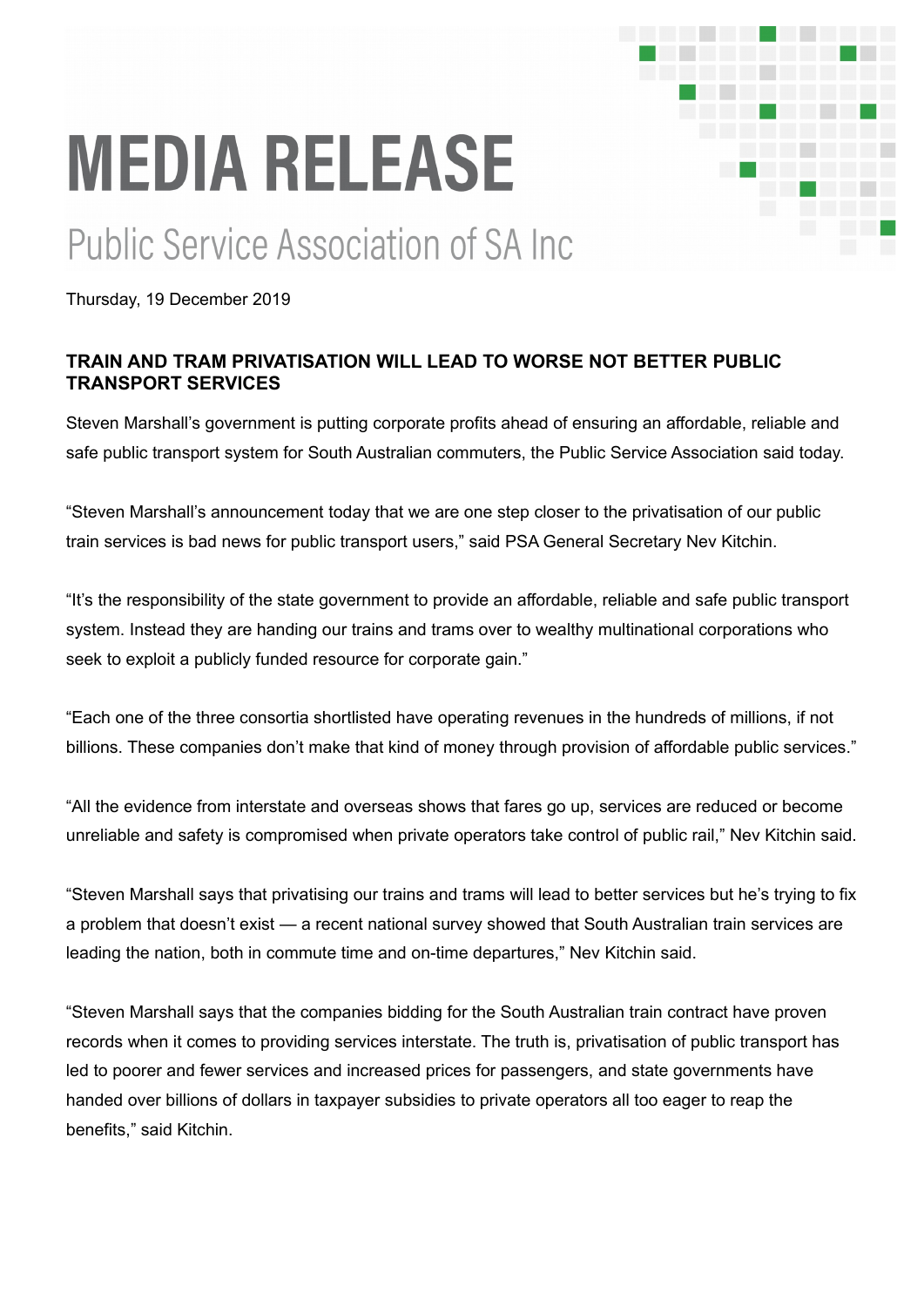# MEDIA RELEASE

## Public Service Association of SA Inc

Thursday, 19 December 2019

**TRAIN AND TRAM PRIVATISATION WILL LEAD TO WORSE NOT BETTER PUBLIC TRANSPORT SERVICES**

Steven Marshall's government is putting corporate profits ahead of ensuring an affordable, reliable and safe public transport system for South Australian commuters, the Public Service Association said today.

"Steven Marshall's announcement today that we are one step closer to the privatisation of our public train services is bad news for public transport users," said PSA General Secretary Nev Kitchin.

"It's the responsibility of the state government to provide an affordable, reliable and safe public transport system. Instead they are handing our trains and trams over to wealthy multinational corporations who seek to exploit a publicly funded resource for corporate gain."

"Each one of the three consortia shortlisted have operating revenues in the hundreds of millions, if not billions. These companies don't make that kind of money through provision of affordable public services."

"All the evidence from interstate and overseas shows that fares go up, services are reduced or become unreliable and safety is compromised when private operators take control of public rail," Nev Kitchin said.

"Steven Marshall says that privatising our trains and trams will lead to better services but he's trying to fix a problem that doesn't exist — a recent national survey showed that South Australian train services are leading the nation, both in commute time and on-time departures," Nev Kitchin said.

"Steven Marshall says that the companies bidding for the South Australian train contract have proven records when it comes to providing services interstate. The truth is, privatisation of public transport has led to poorer and fewer services and increased prices for passengers, and state governments have handed over billions of dollars in taxpayer subsidies to private operators all too eager to reap the benefits," said Kitchin.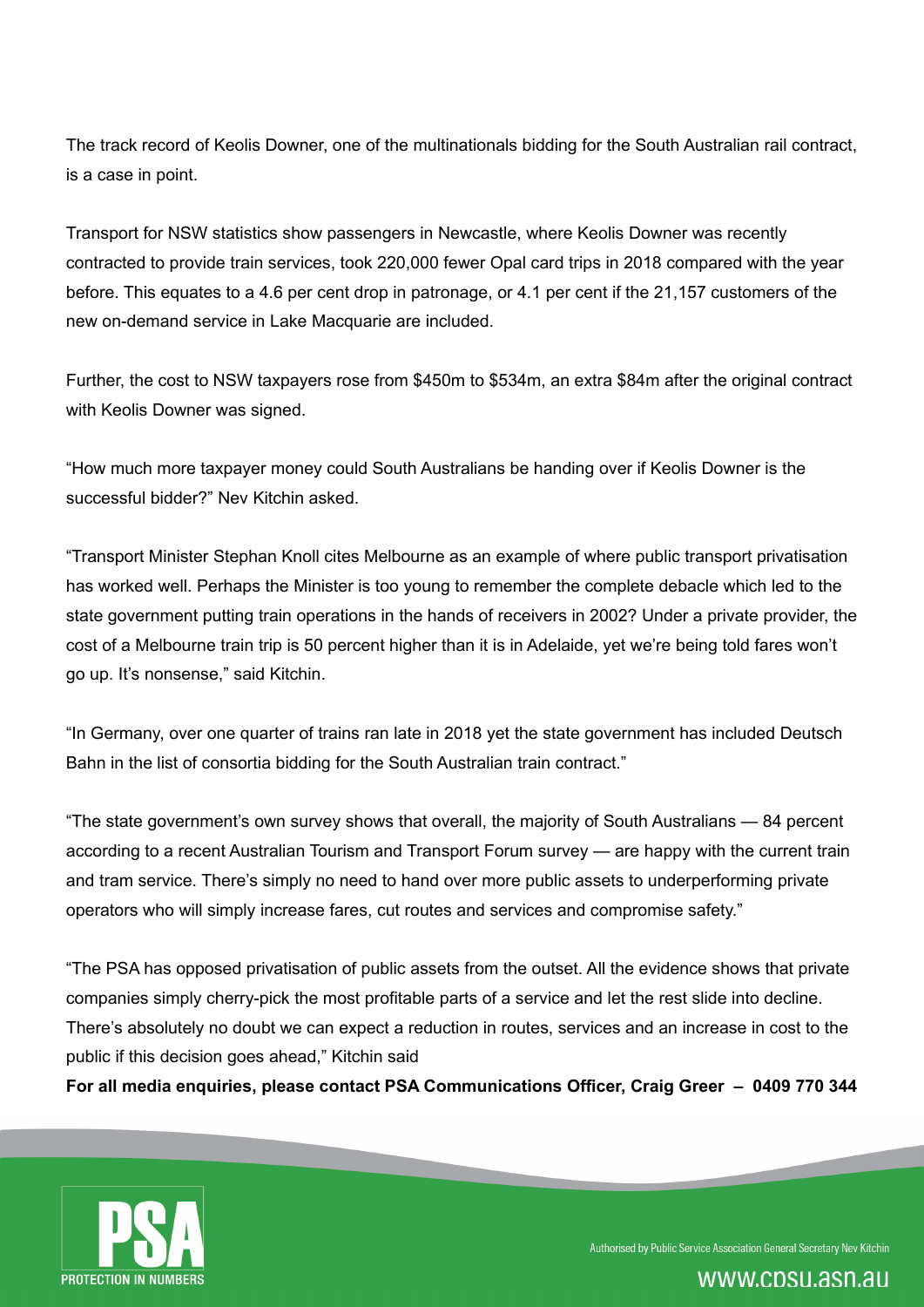The track record of Keolis Downer, one of the multinationals bidding for the South Australian rail contract, is a case in point.

Transport for NSW statistics show passengers in Newcastle, where Keolis Downer was recently contracted to provide train services, took 220,000 fewer Opal card trips in 2018 compared with the year before. This equates to a 4.6 per cent drop in patronage, or 4.1 per cent if the 21,157 customers of the new on-demand service in Lake Macquarie are included.

Further, the cost to NSW taxpayers rose from $450m to $534m, an extra $84m after the original contract with Keolis Downer was signed.

"How much more taxpayer money could South Australians be handing over if Keolis Downer is the successful bidder?" Nev Kitchin asked.

"Transport Minister Stephan Knoll cites Melbourne as an example of where public transport privatisation has worked well. Perhaps the Minister is too young to remember the complete debacle which led to the state government putting train operations in the hands of receivers in 2002? Under a private provider, the cost of a Melbourne train trip is 50 percent higher than it is in Adelaide, yet we're being told fares won't go up. It's nonsense," said Kitchin.

"In Germany, over one quarter of trains ran late in 2018 yet the state government has included Deutsch Bahn in the list of consortia bidding for the South Australian train contract."

"The state government's own survey shows that overall, the majority of South Australians — 84 percent according to a recent Australian Tourism and Transport Forum survey — are happy with the current train and tram service. There's simply no need to hand over more public assets to underperforming private operators who will simply increase fares, cut routes and services and compromise safety."

"The PSA has opposed privatisation of public assets from the outset. All the evidence shows that private companies simply cherry-pick the most profitable parts of a service and let the rest slide into decline. There's absolutely no doubt we can expect a reduction in routes, services and an increase in cost to the public if this decision goes ahead," Kitchin said

**For all media enquiries, please contact PSA Communications Officer, Craig Greer – 0409 770 344**

PSA
PROTECTION IN NUMBERS

Authorised by Public Service Association General Secretary Nev Kitchin

www.cpsu.asn.au